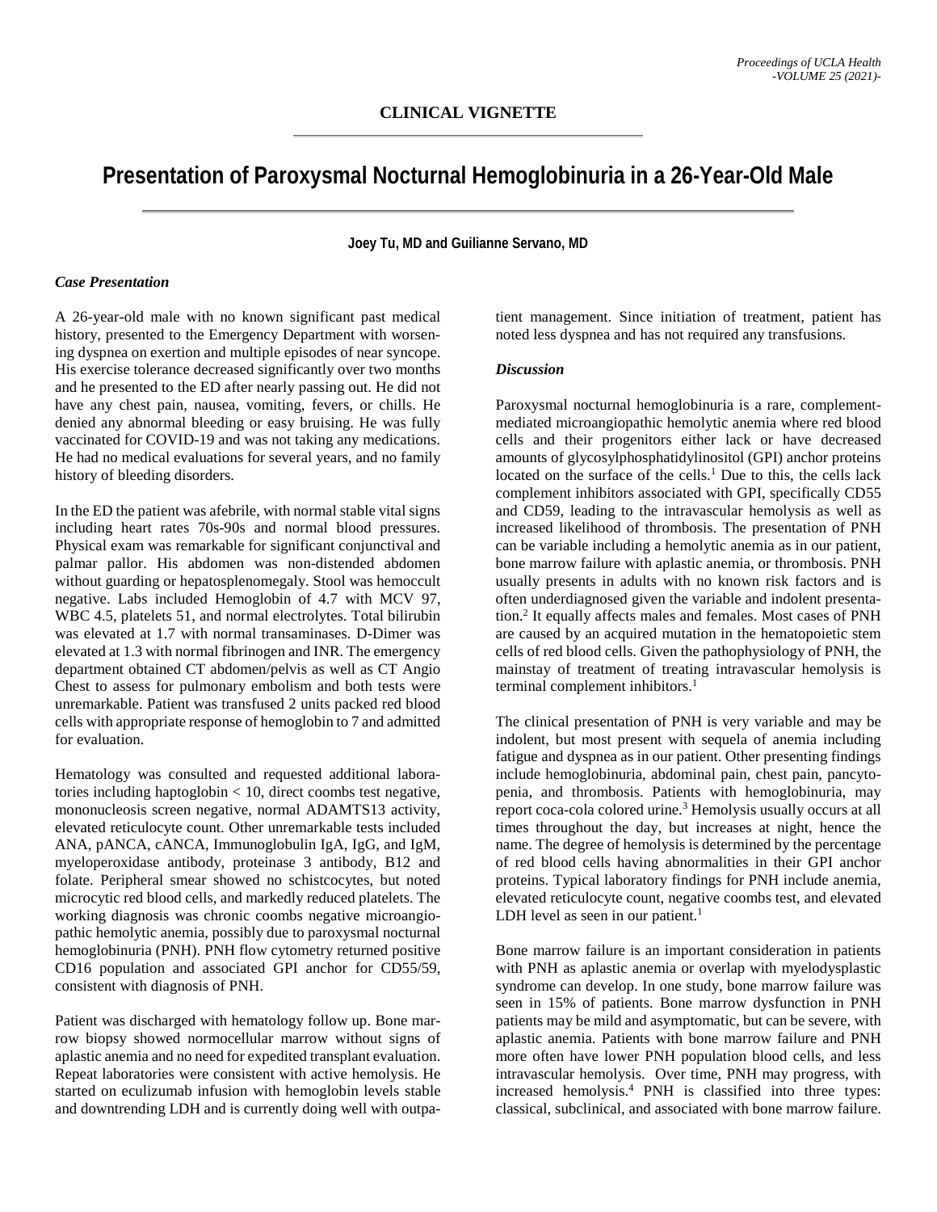## CLINICAL VIGNETTE

# Presentation of Paroxysmal Nocturnal Hemoglobinuria in a 26-Year-Old Male

**Joey Tu, MD and Guilianne Servano, MD**

### *Case Presentation*

A 26-year-old male with no known significant past medical history, presented to the Emergency Department with worsening dyspnea on exertion and multiple episodes of near syncope. His exercise tolerance decreased significantly over two months and he presented to the ED after nearly passing out. He did not have any chest pain, nausea, vomiting, fevers, or chills. He denied any abnormal bleeding or easy bruising. He was fully vaccinated for COVID-19 and was not taking any medications. He had no medical evaluations for several years, and no family history of bleeding disorders.

In the ED the patient was afebrile, with normal stable vital signs including heart rates 70s-90s and normal blood pressures. Physical exam was remarkable for significant conjunctival and palmar pallor. His abdomen was non-distended abdomen without guarding or hepatosplenomegaly. Stool was hemoccult negative. Labs included Hemoglobin of 4.7 with MCV 97, WBC 4.5, platelets 51, and normal electrolytes. Total bilirubin was elevated at 1.7 with normal transaminases. D-Dimer was elevated at 1.3 with normal fibrinogen and INR. The emergency department obtained CT abdomen/pelvis as well as CT Angio Chest to assess for pulmonary embolism and both tests were unremarkable. Patient was transfused 2 units packed red blood cells with appropriate response of hemoglobin to 7 and admitted for evaluation.

Hematology was consulted and requested additional laboratories including haptoglobin < 10, direct coombs test negative, mononucleosis screen negative, normal ADAMTS13 activity, elevated reticulocyte count. Other unremarkable tests included ANA, pANCA, cANCA, Immunoglobulin IgA, IgG, and IgM, myeloperoxidase antibody, proteinase 3 antibody, B12 and folate. Peripheral smear showed no schistcocytes, but noted microcytic red blood cells, and markedly reduced platelets. The working diagnosis was chronic coombs negative microangiopathic hemolytic anemia, possibly due to paroxysmal nocturnal hemoglobinuria (PNH). PNH flow cytometry returned positive CD16 population and associated GPI anchor for CD55/59, consistent with diagnosis of PNH.

Patient was discharged with hematology follow up. Bone marrow biopsy showed normocellular marrow without signs of aplastic anemia and no need for expedited transplant evaluation. Repeat laboratories were consistent with active hemolysis. He started on eculizumab infusion with hemoglobin levels stable and downtrending LDH and is currently doing well with outpatient management. Since initiation of treatment, patient has noted less dyspnea and has not required any transfusions.

### *Discussion*

Paroxysmal nocturnal hemoglobinuria is a rare, complement-mediated microangiopathic hemolytic anemia where red blood cells and their progenitors either lack or have decreased amounts of glycosylphosphatidylinositol (GPI) anchor proteins located on the surface of the cells.[1] Due to this, the cells lack complement inhibitors associated with GPI, specifically CD55 and CD59, leading to the intravascular hemolysis as well as increased likelihood of thrombosis. The presentation of PNH can be variable including a hemolytic anemia as in our patient, bone marrow failure with aplastic anemia, or thrombosis. PNH usually presents in adults with no known risk factors and is often underdiagnosed given the variable and indolent presentation.[2] It equally affects males and females. Most cases of PNH are caused by an acquired mutation in the hematopoietic stem cells of red blood cells. Given the pathophysiology of PNH, the mainstay of treatment of treating intravascular hemolysis is terminal complement inhibitors.[1]

The clinical presentation of PNH is very variable and may be indolent, but most present with sequela of anemia including fatigue and dyspnea as in our patient. Other presenting findings include hemoglobinuria, abdominal pain, chest pain, pancytopenia, and thrombosis. Patients with hemoglobinuria, may report coca-cola colored urine.[3] Hemolysis usually occurs at all times throughout the day, but increases at night, hence the name. The degree of hemolysis is determined by the percentage of red blood cells having abnormalities in their GPI anchor proteins. Typical laboratory findings for PNH include anemia, elevated reticulocyte count, negative coombs test, and elevated LDH level as seen in our patient.[1]

Bone marrow failure is an important consideration in patients with PNH as aplastic anemia or overlap with myelodysplastic syndrome can develop. In one study, bone marrow failure was seen in 15% of patients. Bone marrow dysfunction in PNH patients may be mild and asymptomatic, but can be severe, with aplastic anemia. Patients with bone marrow failure and PNH more often have lower PNH population blood cells, and less intravascular hemolysis. Over time, PNH may progress, with increased hemolysis.[4] PNH is classified into three types: classical, subclinical, and associated with bone marrow failure.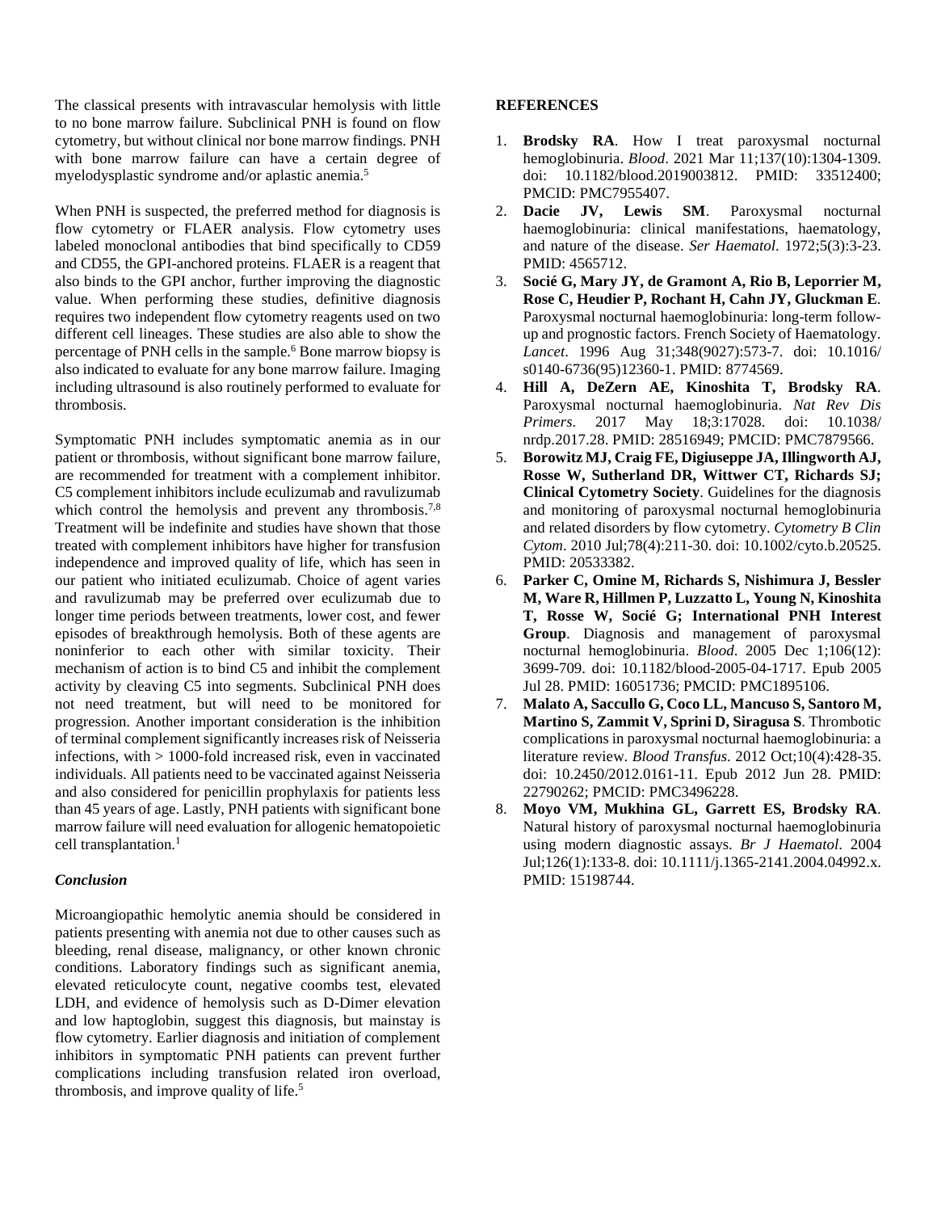The classical presents with intravascular hemolysis with little to no bone marrow failure. Subclinical PNH is found on flow cytometry, but without clinical nor bone marrow findings. PNH with bone marrow failure can have a certain degree of myelodysplastic syndrome and/or aplastic anemia.[5]

When PNH is suspected, the preferred method for diagnosis is flow cytometry or FLAER analysis. Flow cytometry uses labeled monoclonal antibodies that bind specifically to CD59 and CD55, the GPI-anchored proteins. FLAER is a reagent that also binds to the GPI anchor, further improving the diagnostic value. When performing these studies, definitive diagnosis requires two independent flow cytometry reagents used on two different cell lineages. These studies are also able to show the percentage of PNH cells in the sample.[6] Bone marrow biopsy is also indicated to evaluate for any bone marrow failure. Imaging including ultrasound is also routinely performed to evaluate for thrombosis.

Symptomatic PNH includes symptomatic anemia as in our patient or thrombosis, without significant bone marrow failure, are recommended for treatment with a complement inhibitor. C5 complement inhibitors include eculizumab and ravulizumab which control the hemolysis and prevent any thrombosis.[7,8] Treatment will be indefinite and studies have shown that those treated with complement inhibitors have higher for transfusion independence and improved quality of life, which has seen in our patient who initiated eculizumab. Choice of agent varies and ravulizumab may be preferred over eculizumab due to longer time periods between treatments, lower cost, and fewer episodes of breakthrough hemolysis. Both of these agents are noninferior to each other with similar toxicity. Their mechanism of action is to bind C5 and inhibit the complement activity by cleaving C5 into segments. Subclinical PNH does not need treatment, but will need to be monitored for progression. Another important consideration is the inhibition of terminal complement significantly increases risk of Neisseria infections, with > 1000-fold increased risk, even in vaccinated individuals. All patients need to be vaccinated against Neisseria and also considered for penicillin prophylaxis for patients less than 45 years of age. Lastly, PNH patients with significant bone marrow failure will need evaluation for allogenic hematopoietic cell transplantation.[1]

### *Conclusion*

Microangiopathic hemolytic anemia should be considered in patients presenting with anemia not due to other causes such as bleeding, renal disease, malignancy, or other known chronic conditions. Laboratory findings such as significant anemia, elevated reticulocyte count, negative coombs test, elevated LDH, and evidence of hemolysis such as D-Dimer elevation and low haptoglobin, suggest this diagnosis, but mainstay is flow cytometry. Earlier diagnosis and initiation of complement inhibitors in symptomatic PNH patients can prevent further complications including transfusion related iron overload, thrombosis, and improve quality of life.[5]

## REFERENCES

1. **Brodsky RA**. How I treat paroxysmal nocturnal hemoglobinuria. *Blood*. 2021 Mar 11;137(10):1304-1309. doi: 10.1182/blood.2019003812. PMID: 33512400; PMCID: PMC7955407.
2. **Dacie JV, Lewis SM**. Paroxysmal nocturnal haemoglobinuria: clinical manifestations, haematology, and nature of the disease. *Ser Haematol*. 1972;5(3):3-23. PMID: 4565712.
3. **Socié G, Mary JY, de Gramont A, Rio B, Leporrier M, Rose C, Heudier P, Rochant H, Cahn JY, Gluckman E**. Paroxysmal nocturnal haemoglobinuria: long-term follow-up and prognostic factors. French Society of Haematology. *Lancet*. 1996 Aug 31;348(9027):573-7. doi: 10.1016/s0140-6736(95)12360-1. PMID: 8774569.
4. **Hill A, DeZern AE, Kinoshita T, Brodsky RA**. Paroxysmal nocturnal haemoglobinuria. *Nat Rev Dis Primers*. 2017 May 18;3:17028. doi: 10.1038/nrdp.2017.28. PMID: 28516949; PMCID: PMC7879566.
5. **Borowitz MJ, Craig FE, Digiuseppe JA, Illingworth AJ, Rosse W, Sutherland DR, Wittwer CT, Richards SJ; Clinical Cytometry Society**. Guidelines for the diagnosis and monitoring of paroxysmal nocturnal hemoglobinuria and related disorders by flow cytometry. *Cytometry B Clin Cytom*. 2010 Jul;78(4):211-30. doi: 10.1002/cyto.b.20525. PMID: 20533382.
6. **Parker C, Omine M, Richards S, Nishimura J, Bessler M, Ware R, Hillmen P, Luzzatto L, Young N, Kinoshita T, Rosse W, Socié G; International PNH Interest Group**. Diagnosis and management of paroxysmal nocturnal hemoglobinuria. *Blood*. 2005 Dec 1;106(12):3699-709. doi: 10.1182/blood-2005-04-1717. Epub 2005 Jul 28. PMID: 16051736; PMCID: PMC1895106.
7. **Malato A, Saccullo G, Coco LL, Mancuso S, Santoro M, Martino S, Zammit V, Sprini D, Siragusa S**. Thrombotic complications in paroxysmal nocturnal haemoglobinuria: a literature review. *Blood Transfus*. 2012 Oct;10(4):428-35. doi: 10.2450/2012.0161-11. Epub 2012 Jun 28. PMID: 22790262; PMCID: PMC3496228.
8. **Moyo VM, Mukhina GL, Garrett ES, Brodsky RA**. Natural history of paroxysmal nocturnal haemoglobinuria using modern diagnostic assays. *Br J Haematol*. 2004 Jul;126(1):133-8. doi: 10.1111/j.1365-2141.2004.04992.x. PMID: 15198744.